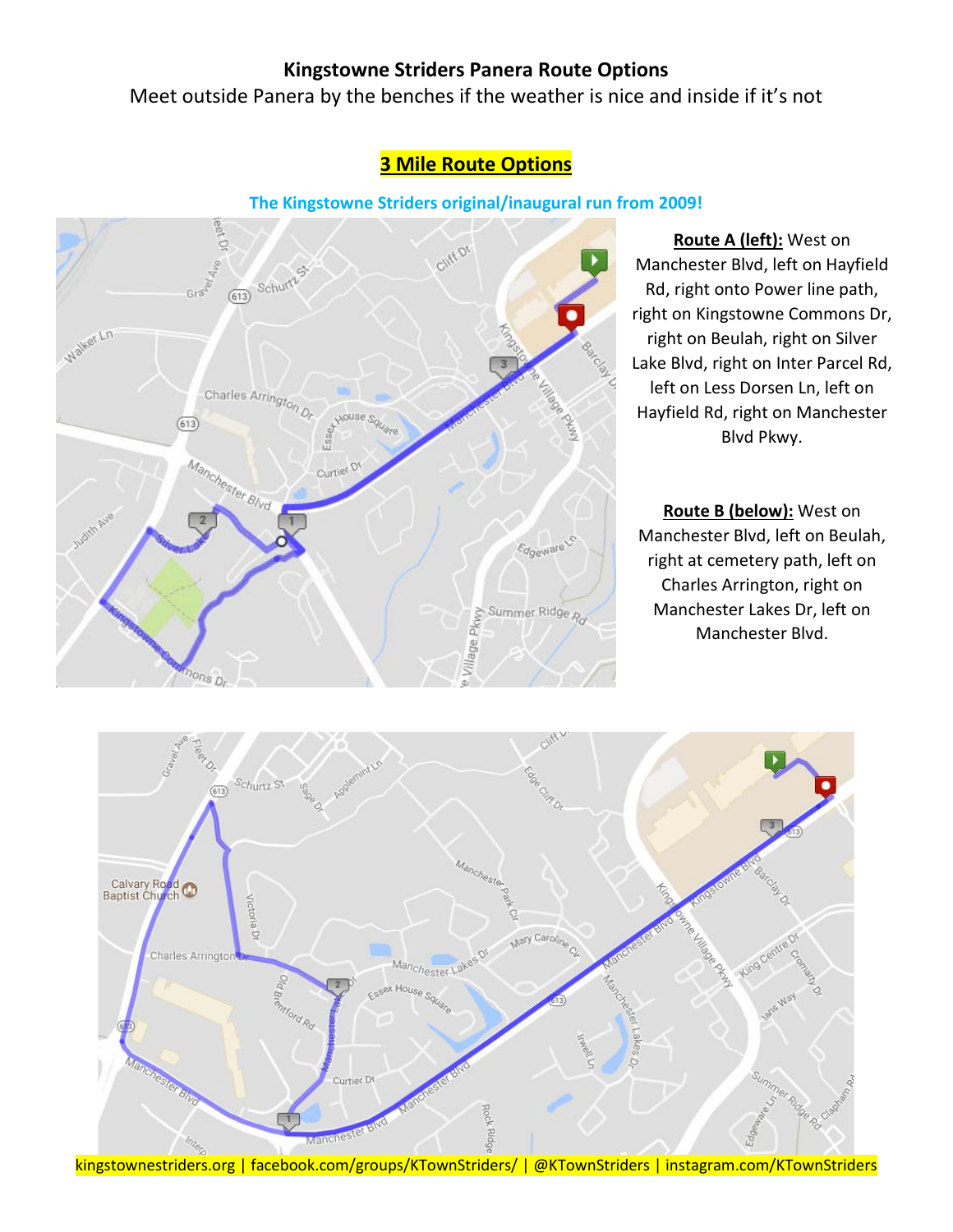**Kingstowne Striders Panera Route Options**

Meet outside Panera by the benches if the weather is nice and inside if it's not

## 3 Mile Route Options

### The Kingstowne Striders original/inaugural run from 2009!

**Route A (left):** West on Manchester Blvd, left on Hayfield Rd, right onto Power line path, right on Kingstowne Commons Dr, right on Beulah, right on Silver Lake Blvd, right on Inter Parcel Rd, left on Less Dorsen Ln, left on Hayfield Rd, right on Manchester Blvd Pkwy.

**Route B (below):** West on Manchester Blvd, left on Beulah, right at cemetery path, left on Charles Arrington, right on Manchester Lakes Dr, left on Manchester Blvd.

kingstownestriders.org | facebook.com/groups/KTownStriders/ | @KTownStriders | instagram.com/KTownStriders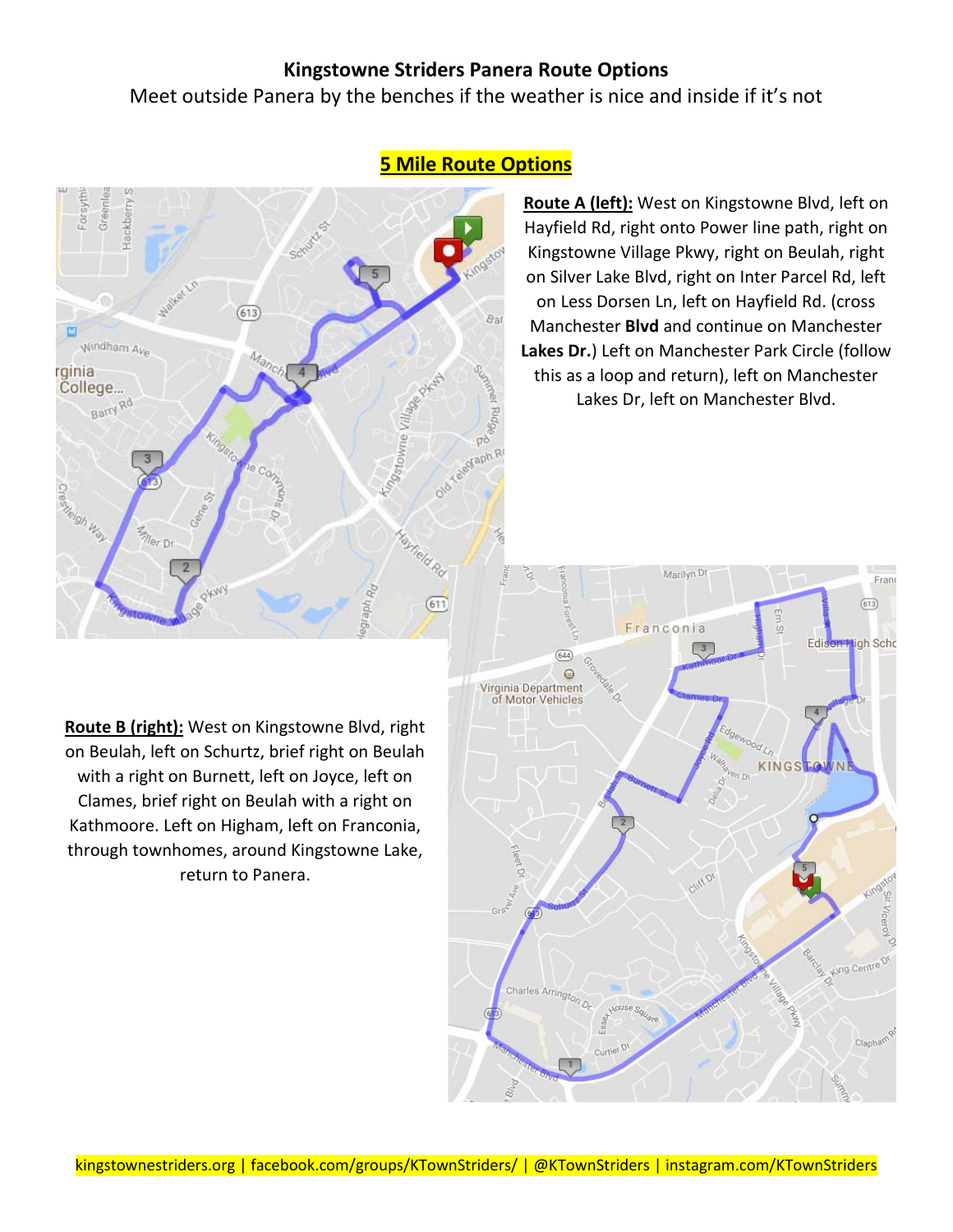**Kingstowne Striders Panera Route Options**

Meet outside Panera by the benches if the weather is nice and inside if it's not

## 5 Mile Route Options

**Route A (left):** West on Kingstowne Blvd, left on Hayfield Rd, right onto Power line path, right on Kingstowne Village Pkwy, right on Beulah, right on Silver Lake Blvd, right on Inter Parcel Rd, left on Less Dorsen Ln, left on Hayfield Rd. (cross Manchester **Blvd** and continue on Manchester **Lakes Dr.**) Left on Manchester Park Circle (follow this as a loop and return), left on Manchester Lakes Dr, left on Manchester Blvd.

**Route B (right):** West on Kingstowne Blvd, right on Beulah, left on Schurtz, brief right on Beulah with a right on Burnett, left on Joyce, left on Clames, brief right on Beulah with a right on Kathmoore. Left on Higham, left on Franconia, through townhomes, around Kingstowne Lake, return to Panera.

kingstownestriders.org | facebook.com/groups/KTownStriders/ | @KTownStriders | instagram.com/KTownStriders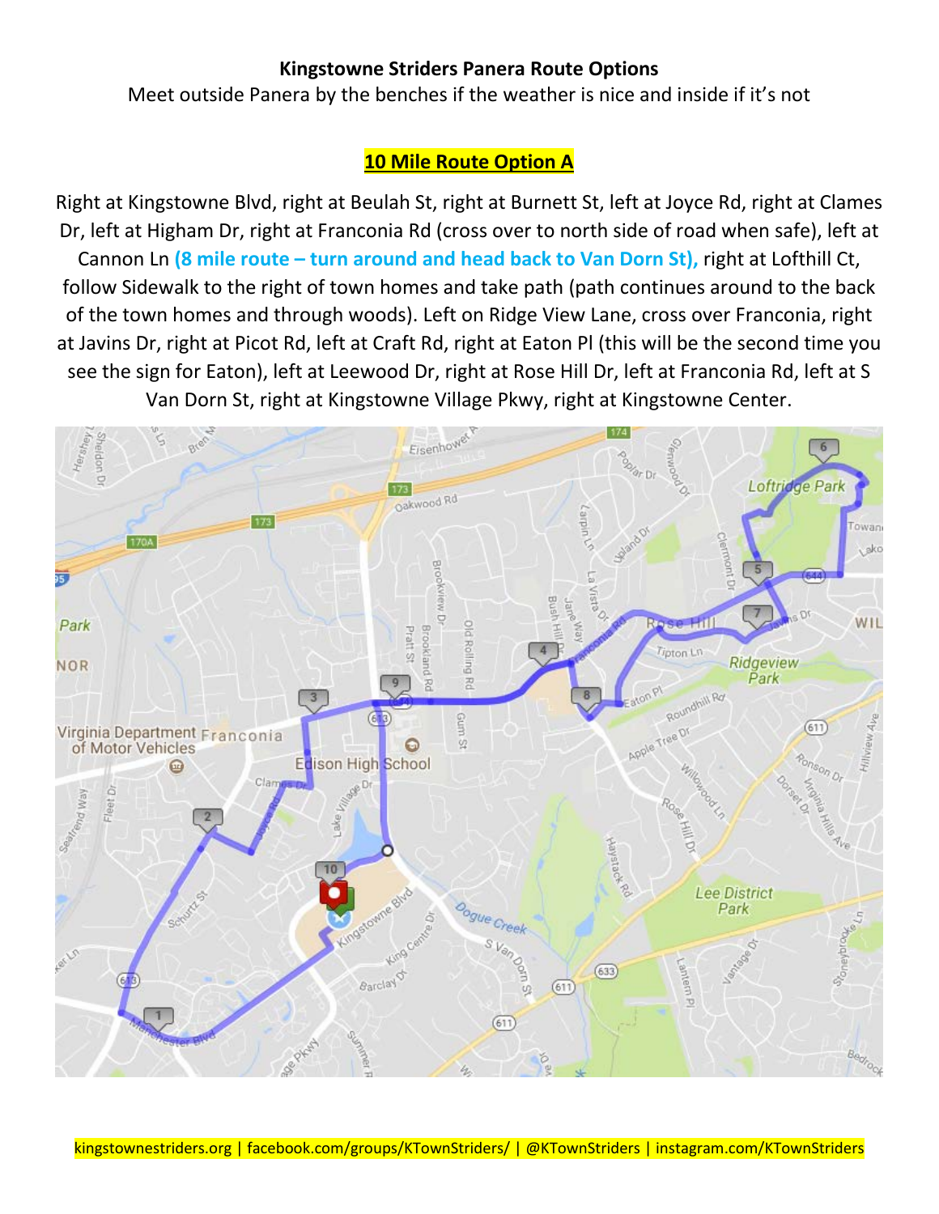**Kingstowne Striders Panera Route Options**

Meet outside Panera by the benches if the weather is nice and inside if it's not

**10 Mile Route Option A**

Right at Kingstowne Blvd, right at Beulah St, right at Burnett St, left at Joyce Rd, right at Clames Dr, left at Higham Dr, right at Franconia Rd (cross over to north side of road when safe), left at Cannon Ln **(8 mile route – turn around and head back to Van Dorn St),** right at Lofthill Ct, follow Sidewalk to the right of town homes and take path (path continues around to the back of the town homes and through woods). Left on Ridge View Lane, cross over Franconia, right at Javins Dr, right at Picot Rd, left at Craft Rd, right at Eaton Pl (this will be the second time you see the sign for Eaton), left at Leewood Dr, right at Rose Hill Dr, left at Franconia Rd, left at S Van Dorn St, right at Kingstowne Village Pkwy, right at Kingstowne Center.

kingstownestriders.org | facebook.com/groups/KTownStriders/ | @KTownStriders | instagram.com/KTownStriders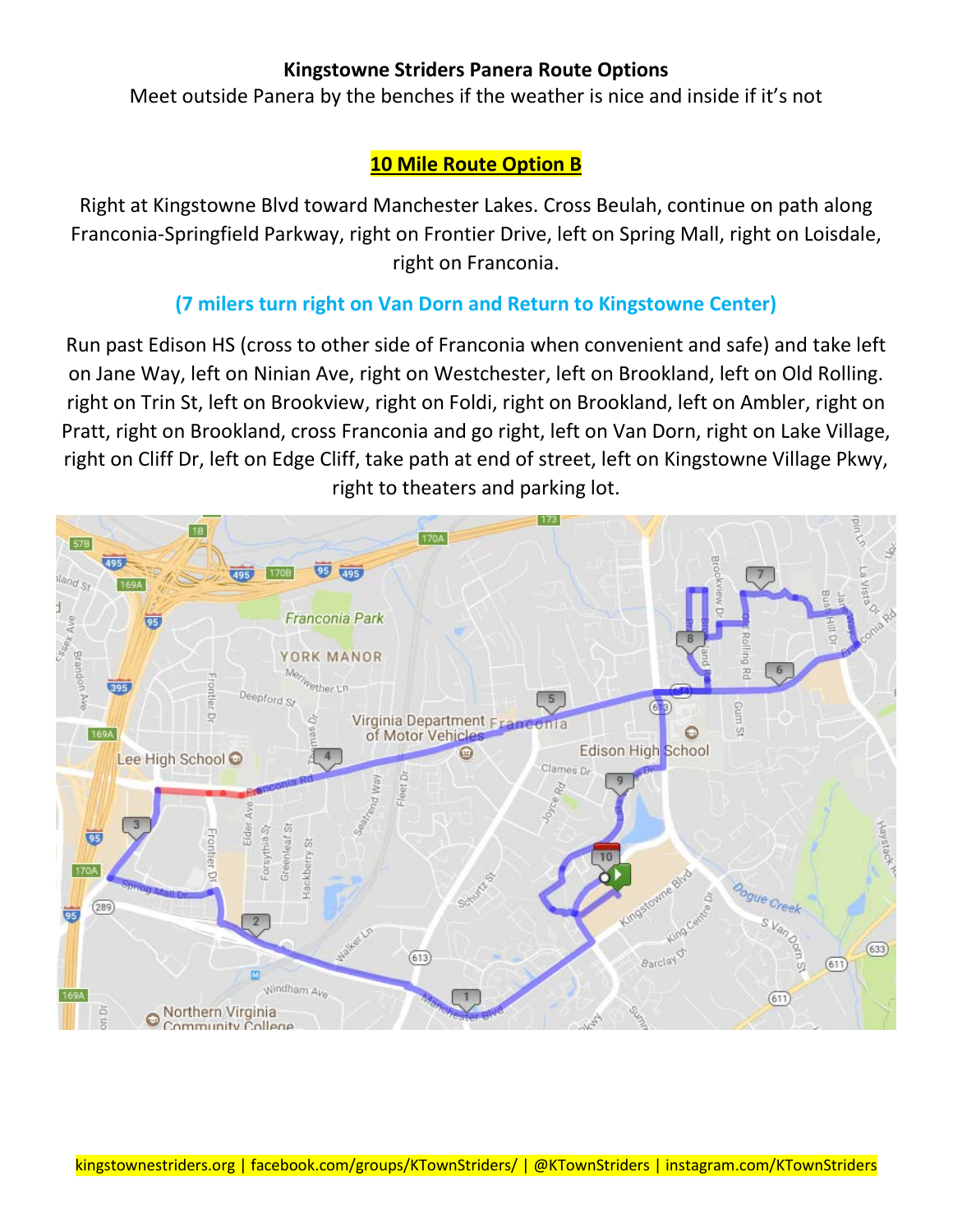**Kingstowne Striders Panera Route Options**

Meet outside Panera by the benches if the weather is nice and inside if it's not

## 10 Mile Route Option B

Right at Kingstowne Blvd toward Manchester Lakes. Cross Beulah, continue on path along Franconia-Springfield Parkway, right on Frontier Drive, left on Spring Mall, right on Loisdale, right on Franconia.

**(7 milers turn right on Van Dorn and Return to Kingstowne Center)**

Run past Edison HS (cross to other side of Franconia when convenient and safe) and take left on Jane Way, left on Ninian Ave, right on Westchester, left on Brookland, left on Old Rolling. right on Trin St, left on Brookview, right on Foldi, right on Brookland, left on Ambler, right on Pratt, right on Brookland, cross Franconia and go right, left on Van Dorn, right on Lake Village, right on Cliff Dr, left on Edge Cliff, take path at end of street, left on Kingstowne Village Pkwy, right to theaters and parking lot.

kingstownestriders.org | facebook.com/groups/KTownStriders/ | @KTownStriders | instagram.com/KTownStriders